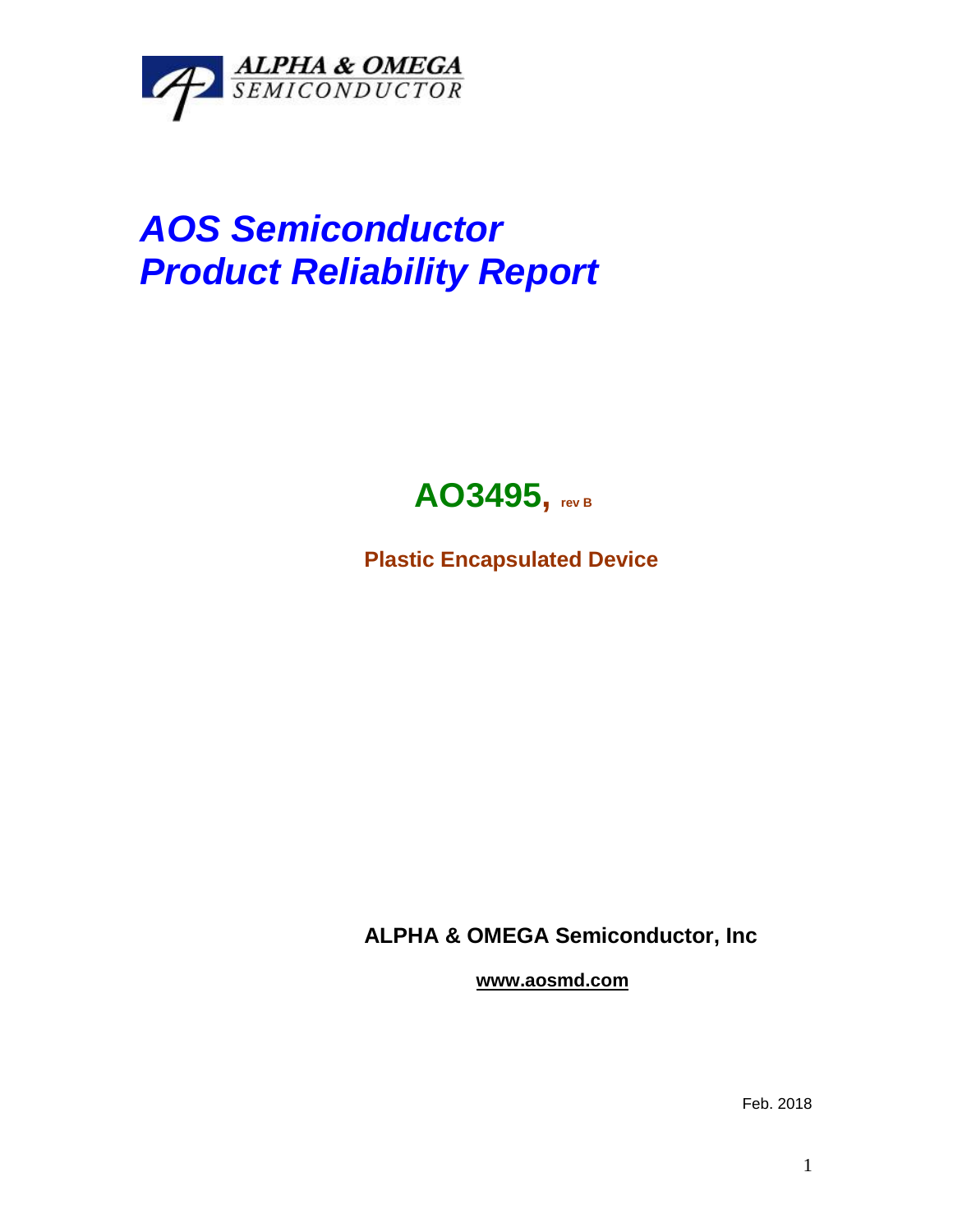ALPHA & OMEGA
SEMICONDUCTOR

# *AOS Semiconductor*
# *Product Reliability Report*

## AO3495, rev B

**Plastic Encapsulated Device**

**ALPHA & OMEGA Semiconductor, Inc**

**www.aosmd.com**

Feb. 2018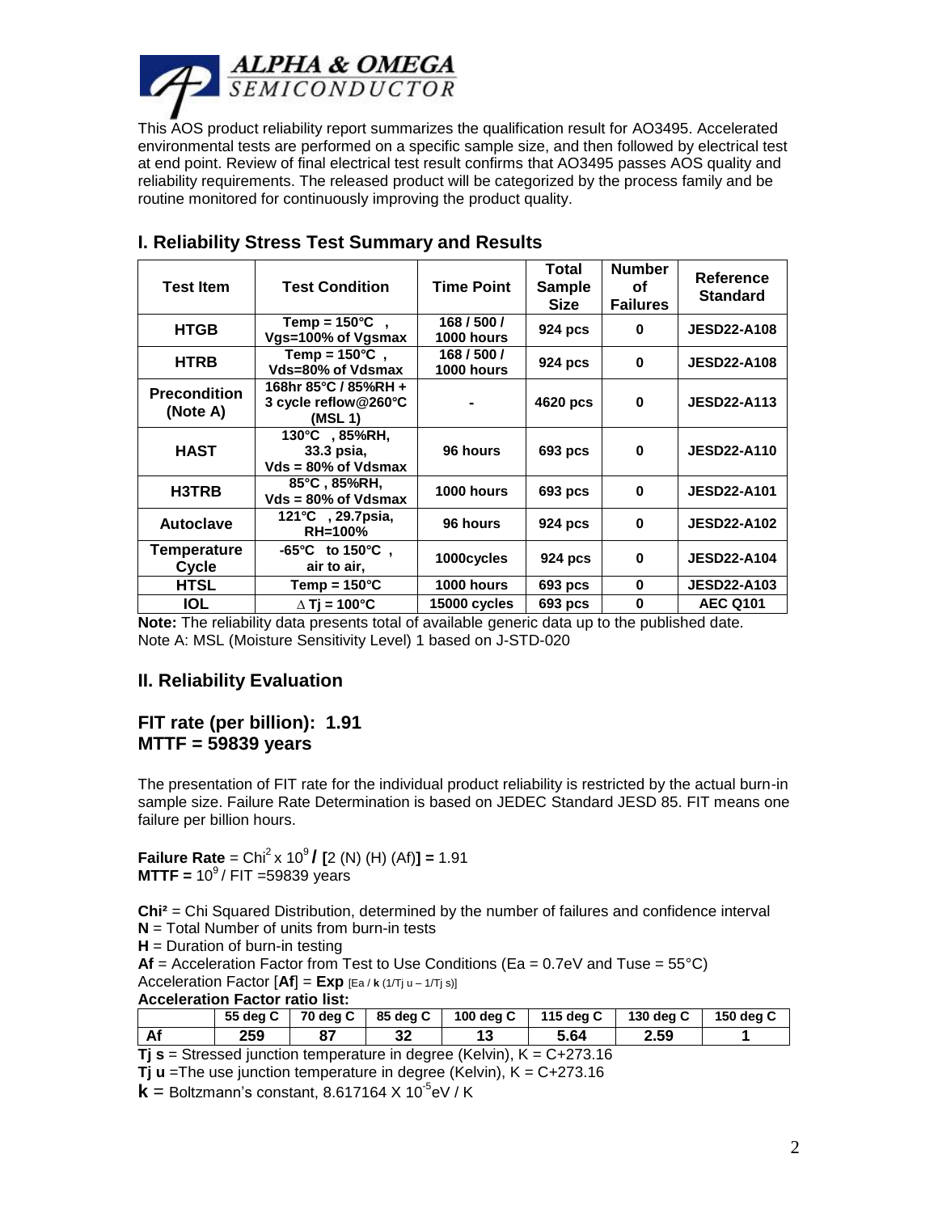ALPHA & OMEGA SEMICONDUCTOR

This AOS product reliability report summarizes the qualification result for AO3495. Accelerated environmental tests are performed on a specific sample size, and then followed by electrical test at end point. Review of final electrical test result confirms that AO3495 passes AOS quality and reliability requirements. The released product will be categorized by the process family and be routine monitored for continuously improving the product quality.

## I. Reliability Stress Test Summary and Results

| Test Item | Test Condition | Time Point | Total Sample Size | Number of Failures | Reference Standard |
|---|---|---|---|---|---|
| HTGB | Temp = 150°C , Vgs=100% of Vgsmax | 168 / 500 / 1000 hours | 924 pcs | 0 | JESD22-A108 |
| HTRB | Temp = 150°C , Vds=80% of Vdsmax | 168 / 500 / 1000 hours | 924 pcs | 0 | JESD22-A108 |
| Precondition (Note A) | 168hr 85°C / 85%RH + 3 cycle reflow@260°C (MSL 1) | - | 4620 pcs | 0 | JESD22-A113 |
| HAST | 130°C , 85%RH, 33.3 psia, Vds = 80% of Vdsmax | 96 hours | 693 pcs | 0 | JESD22-A110 |
| H3TRB | 85°C , 85%RH, Vds = 80% of Vdsmax | 1000 hours | 693 pcs | 0 | JESD22-A101 |
| Autoclave | 121°C , 29.7psia, RH=100% | 96 hours | 924 pcs | 0 | JESD22-A102 |
| Temperature Cycle | -65°C to 150°C , air to air, | 1000cycles | 924 pcs | 0 | JESD22-A104 |
| HTSL | Temp = 150°C | 1000 hours | 693 pcs | 0 | JESD22-A103 |
| IOL | $\Delta$ Tj = 100°C | 15000 cycles | 693 pcs | 0 | AEC Q101 |

**Note:** The reliability data presents total of available generic data up to the published date.
Note A: MSL (Moisture Sensitivity Level) 1 based on J-STD-020

## II. Reliability Evaluation

### FIT rate (per billion): 1.91
### MTTF = 59839 years

The presentation of FIT rate for the individual product reliability is restricted by the actual burn-in sample size. Failure Rate Determination is based on JEDEC Standard JESD 85. FIT means one failure per billion hours.

**Failure Rate** = $Chi^2 \times 10^9$ **/ [**2 (N) (H) (Af)**] =** 1.91
**MTTF =** $10^9$ / FIT =59839 years

**Chi²** = Chi Squared Distribution, determined by the number of failures and confidence interval
**N** = Total Number of units from burn-in tests
**H** = Duration of burn-in testing
**Af** = Acceleration Factor from Test to Use Conditions (Ea = 0.7eV and Tuse = 55°C)
Acceleration Factor [**Af**] = **Exp** [Ea / **k** (1/Tj u – 1/Tj s)]
**Acceleration Factor ratio list:**

| | 55 deg C | 70 deg C | 85 deg C | 100 deg C | 115 deg C | 130 deg C | 150 deg C |
|---|---|---|---|---|---|---|---|
| Af | 259 | 87 | 32 | 13 | 5.64 | 2.59 | 1 |

**Tj s** = Stressed junction temperature in degree (Kelvin), K = C+273.16
**Tj u** =The use junction temperature in degree (Kelvin), K = C+273.16
**k** = Boltzmann's constant, $8.617164 \times 10^{-5}$ eV / K